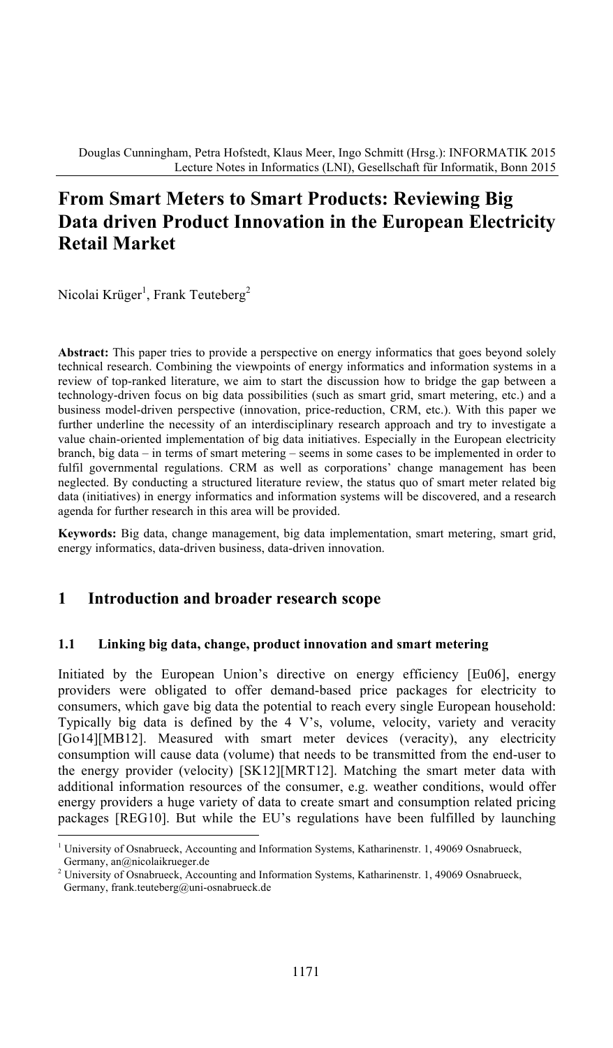# From Smart Meters to Smart Products: Reviewing Big Data driven Product Innovation in the European Electricity Retail Market

Nicolai Krüger[1], Frank Teuteberg[2]

**Abstract:** This paper tries to provide a perspective on energy informatics that goes beyond solely technical research. Combining the viewpoints of energy informatics and information systems in a review of top-ranked literature, we aim to start the discussion how to bridge the gap between a technology-driven focus on big data possibilities (such as smart grid, smart metering, etc.) and a business model-driven perspective (innovation, price-reduction, CRM, etc.). With this paper we further underline the necessity of an interdisciplinary research approach and try to investigate a value chain-oriented implementation of big data initiatives. Especially in the European electricity branch, big data – in terms of smart metering – seems in some cases to be implemented in order to fulfil governmental regulations. CRM as well as corporations' change management has been neglected. By conducting a structured literature review, the status quo of smart meter related big data (initiatives) in energy informatics and information systems will be discovered, and a research agenda for further research in this area will be provided.

**Keywords:** Big data, change management, big data implementation, smart metering, smart grid, energy informatics, data-driven business, data-driven innovation.

## 1 Introduction and broader research scope

### 1.1 Linking big data, change, product innovation and smart metering

Initiated by the European Union's directive on energy efficiency [Eu06], energy providers were obligated to offer demand-based price packages for electricity to consumers, which gave big data the potential to reach every single European household: Typically big data is defined by the 4 V's, volume, velocity, variety and veracity [Go14][MB12]. Measured with smart meter devices (veracity), any electricity consumption will cause data (volume) that needs to be transmitted from the end-user to the energy provider (velocity) [SK12][MRT12]. Matching the smart meter data with additional information resources of the consumer, e.g. weather conditions, would offer energy providers a huge variety of data to create smart and consumption related pricing packages [REG10]. But while the EU's regulations have been fulfilled by launching

[1] University of Osnabrueck, Accounting and Information Systems, Katharinenstr. 1, 49069 Osnabrueck, Germany, an@nicolaikrueger.de

[2] University of Osnabrueck, Accounting and Information Systems, Katharinenstr. 1, 49069 Osnabrueck, Germany, frank.teuteberg@uni-osnabrueck.de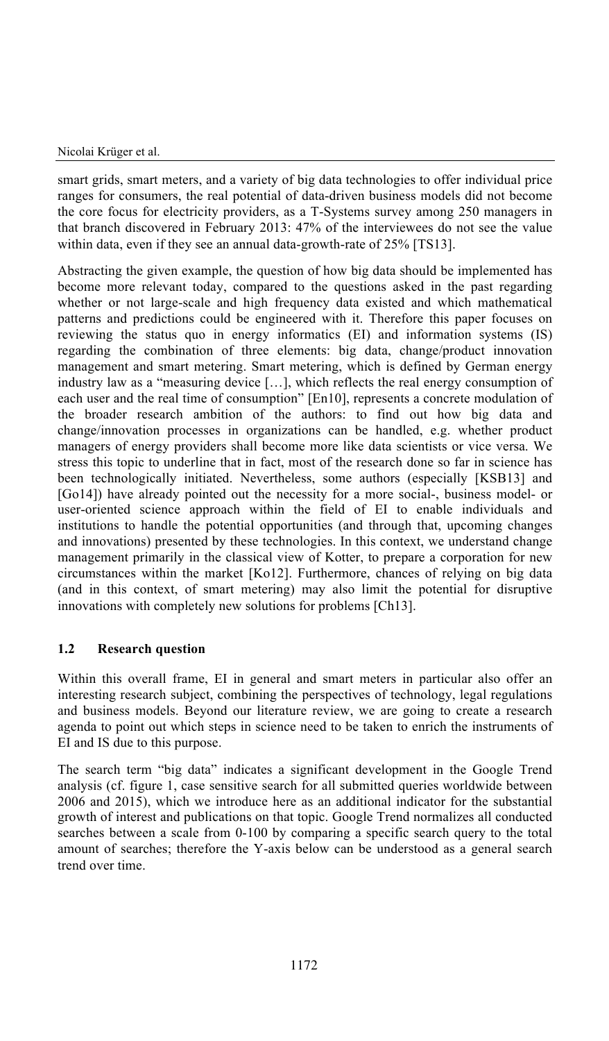smart grids, smart meters, and a variety of big data technologies to offer individual price ranges for consumers, the real potential of data-driven business models did not become the core focus for electricity providers, as a T-Systems survey among 250 managers in that branch discovered in February 2013: 47% of the interviewees do not see the value within data, even if they see an annual data-growth-rate of 25% [TS13].

Abstracting the given example, the question of how big data should be implemented has become more relevant today, compared to the questions asked in the past regarding whether or not large-scale and high frequency data existed and which mathematical patterns and predictions could be engineered with it. Therefore this paper focuses on reviewing the status quo in energy informatics (EI) and information systems (IS) regarding the combination of three elements: big data, change/product innovation management and smart metering. Smart metering, which is defined by German energy industry law as a "measuring device […], which reflects the real energy consumption of each user and the real time of consumption" [En10], represents a concrete modulation of the broader research ambition of the authors: to find out how big data and change/innovation processes in organizations can be handled, e.g. whether product managers of energy providers shall become more like data scientists or vice versa. We stress this topic to underline that in fact, most of the research done so far in science has been technologically initiated. Nevertheless, some authors (especially [KSB13] and [Go14]) have already pointed out the necessity for a more social-, business model- or user-oriented science approach within the field of EI to enable individuals and institutions to handle the potential opportunities (and through that, upcoming changes and innovations) presented by these technologies. In this context, we understand change management primarily in the classical view of Kotter, to prepare a corporation for new circumstances within the market [Ko12]. Furthermore, chances of relying on big data (and in this context, of smart metering) may also limit the potential for disruptive innovations with completely new solutions for problems [Ch13].

### 1.2 Research question

Within this overall frame, EI in general and smart meters in particular also offer an interesting research subject, combining the perspectives of technology, legal regulations and business models. Beyond our literature review, we are going to create a research agenda to point out which steps in science need to be taken to enrich the instruments of EI and IS due to this purpose.

The search term "big data" indicates a significant development in the Google Trend analysis (cf. figure 1, case sensitive search for all submitted queries worldwide between 2006 and 2015), which we introduce here as an additional indicator for the substantial growth of interest and publications on that topic. Google Trend normalizes all conducted searches between a scale from 0-100 by comparing a specific search query to the total amount of searches; therefore the Y-axis below can be understood as a general search trend over time.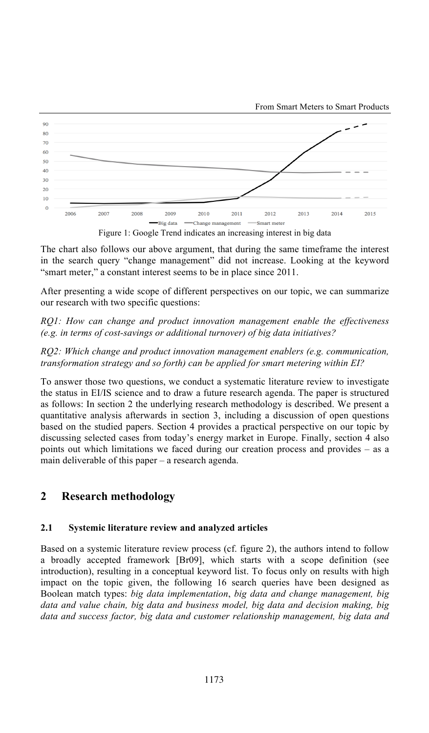Figure 1: Google Trend indicates an increasing interest in big data

The chart also follows our above argument, that during the same timeframe the interest in the search query "change management" did not increase. Looking at the keyword "smart meter," a constant interest seems to be in place since 2011.

After presenting a wide scope of different perspectives on our topic, we can summarize our research with two specific questions:

*RQ1: How can change and product innovation management enable the effectiveness (e.g. in terms of cost-savings or additional turnover) of big data initiatives?*

*RQ2: Which change and product innovation management enablers (e.g. communication, transformation strategy and so forth) can be applied for smart metering within EI?*

To answer those two questions, we conduct a systematic literature review to investigate the status in EI/IS science and to draw a future research agenda. The paper is structured as follows: In section 2 the underlying research methodology is described. We present a quantitative analysis afterwards in section 3, including a discussion of open questions based on the studied papers. Section 4 provides a practical perspective on our topic by discussing selected cases from today's energy market in Europe. Finally, section 4 also points out which limitations we faced during our creation process and provides – as a main deliverable of this paper – a research agenda.

## 2 Research methodology

### 2.1 Systemic literature review and analyzed articles

Based on a systemic literature review process (cf. figure 2), the authors intend to follow a broadly accepted framework [Br09], which starts with a scope definition (see introduction), resulting in a conceptual keyword list. To focus only on results with high impact on the topic given, the following 16 search queries have been designed as Boolean match types: *big data implementation*, *big data and change management, big data and value chain, big data and business model, big data and decision making, big data and success factor, big data and customer relationship management, big data and*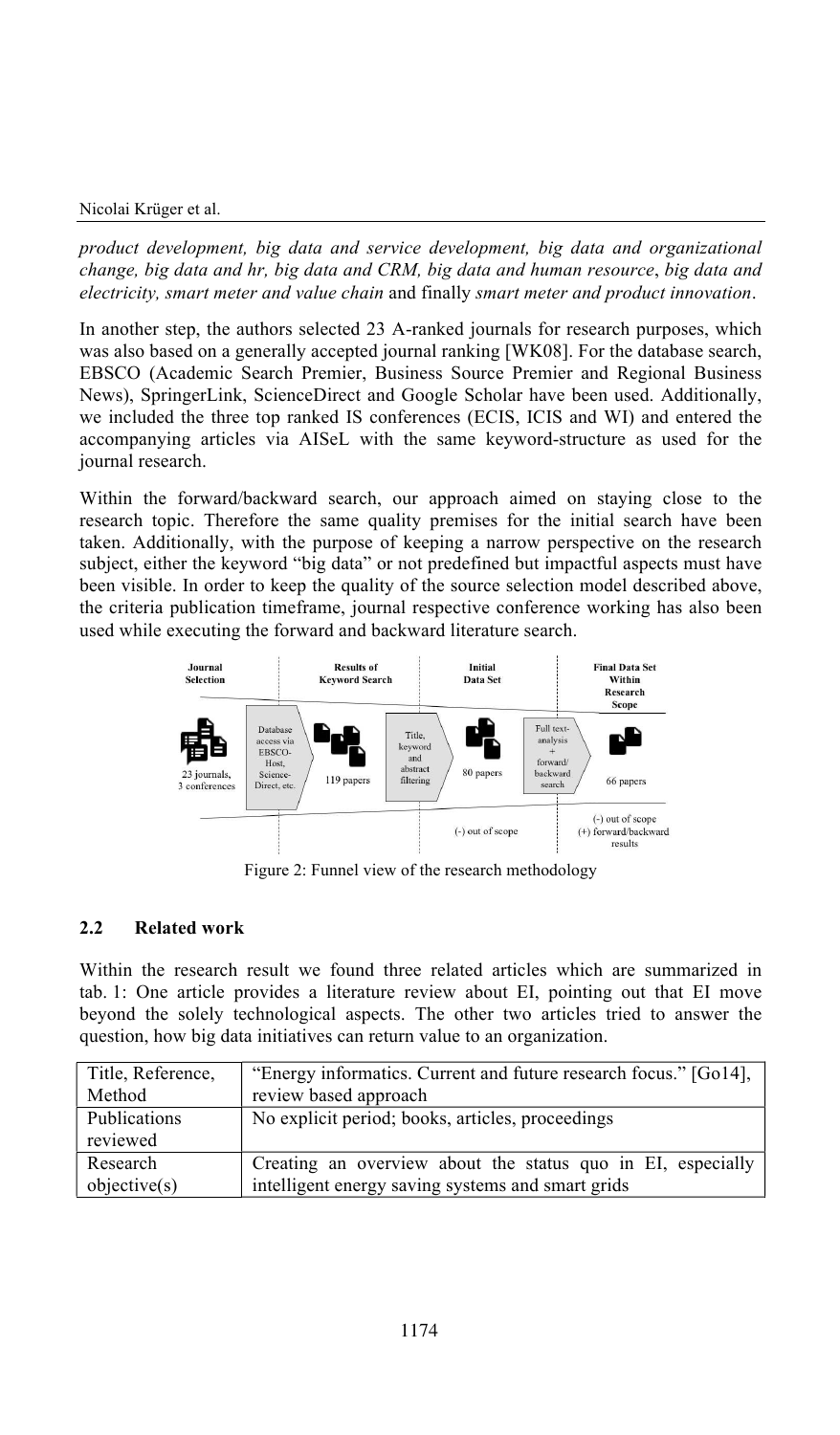*product development, big data and service development, big data and organizational change, big data and hr, big data and CRM, big data and human resource*, *big data and electricity, smart meter and value chain* and finally *smart meter and product innovation*.

In another step, the authors selected 23 A-ranked journals for research purposes, which was also based on a generally accepted journal ranking [WK08]. For the database search, EBSCO (Academic Search Premier, Business Source Premier and Regional Business News), SpringerLink, ScienceDirect and Google Scholar have been used. Additionally, we included the three top ranked IS conferences (ECIS, ICIS and WI) and entered the accompanying articles via AISeL with the same keyword-structure as used for the journal research.

Within the forward/backward search, our approach aimed on staying close to the research topic. Therefore the same quality premises for the initial search have been taken. Additionally, with the purpose of keeping a narrow perspective on the research subject, either the keyword "big data" or not predefined but impactful aspects must have been visible. In order to keep the quality of the source selection model described above, the criteria publication timeframe, journal respective conference working has also been used while executing the forward and backward literature search.

Figure 2: Funnel view of the research methodology

### 2.2 Related work

Within the research result we found three related articles which are summarized in tab. 1: One article provides a literature review about EI, pointing out that EI move beyond the solely technological aspects. The other two articles tried to answer the question, how big data initiatives can return value to an organization.

| Title, Reference, Method | "Energy informatics. Current and future research focus." [Go14], review based approach |
|---|---|
| Publications reviewed | No explicit period; books, articles, proceedings |
| Research objective(s) | Creating an overview about the status quo in EI, especially intelligent energy saving systems and smart grids |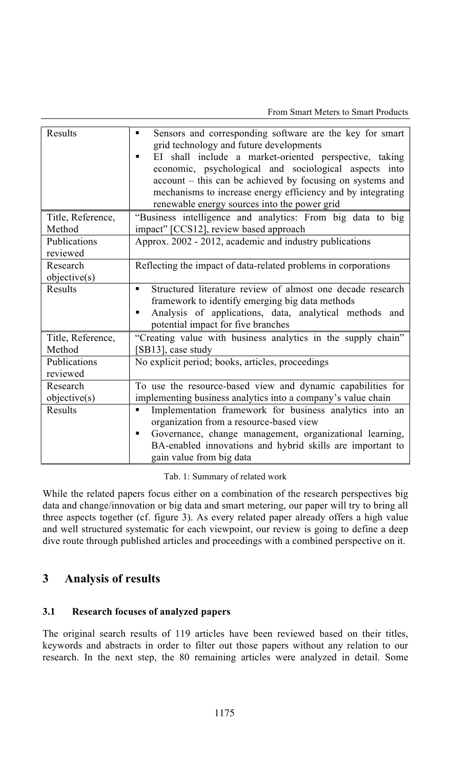| | |
|---|---|
| Results | ▪ Sensors and corresponding software are the key for smart grid technology and future developments<br>▪ EI shall include a market-oriented perspective, taking economic, psychological and sociological aspects into account – this can be achieved by focusing on systems and mechanisms to increase energy efficiency and by integrating renewable energy sources into the power grid |
| Title, Reference, Method | "Business intelligence and analytics: From big data to big impact" [CCS12], review based approach |
| Publications reviewed | Approx. 2002 - 2012, academic and industry publications |
| Research objective(s) | Reflecting the impact of data-related problems in corporations |
| Results | ▪ Structured literature review of almost one decade research framework to identify emerging big data methods<br>▪ Analysis of applications, data, analytical methods and potential impact for five branches |
| Title, Reference, Method | "Creating value with business analytics in the supply chain" [SB13], case study |
| Publications reviewed | No explicit period; books, articles, proceedings |
| Research objective(s) | To use the resource-based view and dynamic capabilities for implementing business analytics into a company's value chain |
| Results | ▪ Implementation framework for business analytics into an organization from a resource-based view<br>▪ Governance, change management, organizational learning, BA-enabled innovations and hybrid skills are important to gain value from big data |

Tab. 1: Summary of related work

While the related papers focus either on a combination of the research perspectives big data and change/innovation or big data and smart metering, our paper will try to bring all three aspects together (cf. figure 3). As every related paper already offers a high value and well structured systematic for each viewpoint, our review is going to define a deep dive route through published articles and proceedings with a combined perspective on it.

## 3 Analysis of results

### 3.1 Research focuses of analyzed papers

The original search results of 119 articles have been reviewed based on their titles, keywords and abstracts in order to filter out those papers without any relation to our research. In the next step, the 80 remaining articles were analyzed in detail. Some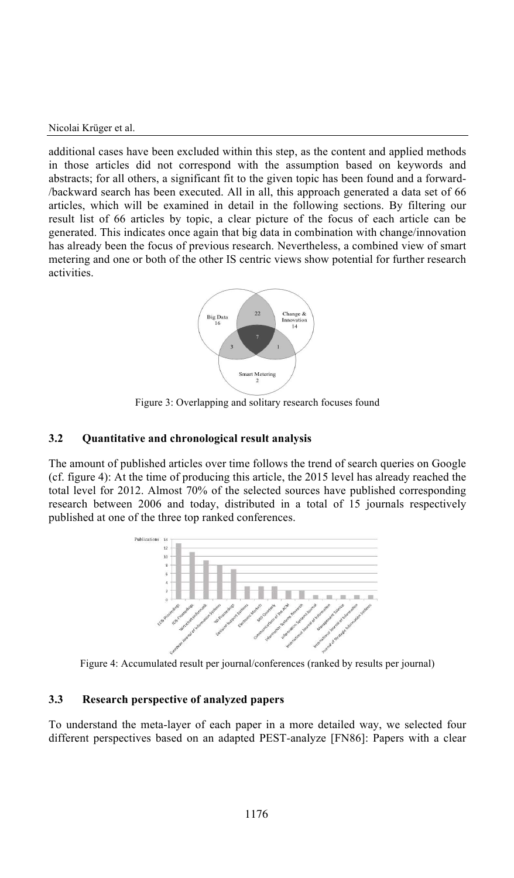additional cases have been excluded within this step, as the content and applied methods in those articles did not correspond with the assumption based on keywords and abstracts; for all others, a significant fit to the given topic has been found and a forward-/backward search has been executed. All in all, this approach generated a data set of 66 articles, which will be examined in detail in the following sections. By filtering our result list of 66 articles by topic, a clear picture of the focus of each article can be generated. This indicates once again that big data in combination with change/innovation has already been the focus of previous research. Nevertheless, a combined view of smart metering and one or both of the other IS centric views show potential for further research activities.

Figure 3: Overlapping and solitary research focuses found

### 3.2 Quantitative and chronological result analysis

The amount of published articles over time follows the trend of search queries on Google (cf. figure 4): At the time of producing this article, the 2015 level has already reached the total level for 2012. Almost 70% of the selected sources have published corresponding research between 2006 and today, distributed in a total of 15 journals respectively published at one of the three top ranked conferences.

Figure 4: Accumulated result per journal/conferences (ranked by results per journal)

### 3.3 Research perspective of analyzed papers

To understand the meta-layer of each paper in a more detailed way, we selected four different perspectives based on an adapted PEST-analyze [FN86]: Papers with a clear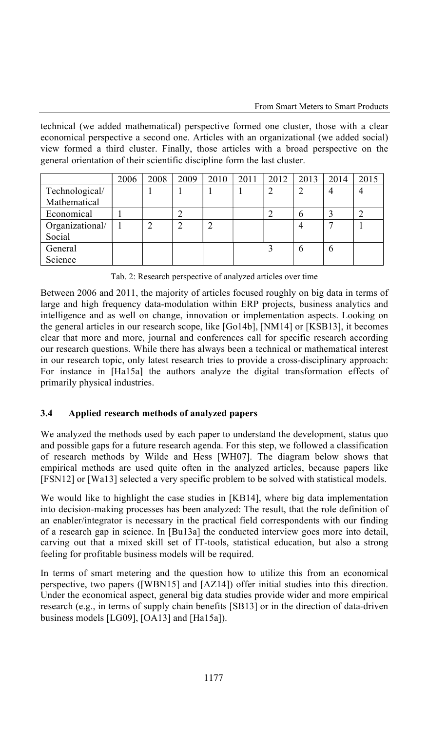technical (we added mathematical) perspective formed one cluster, those with a clear economical perspective a second one. Articles with an organizational (we added social) view formed a third cluster. Finally, those articles with a broad perspective on the general orientation of their scientific discipline form the last cluster.

| | 2006 | 2008 | 2009 | 2010 | 2011 | 2012 | 2013 | 2014 | 2015 |
|---|---|---|---|---|---|---|---|---|---|
| Technological/ Mathematical | | 1 | 1 | 1 | 1 | 2 | 2 | 4 | 4 |
| Economical | 1 | | 2 | | | 2 | 6 | 3 | 2 |
| Organizational/ Social | 1 | 2 | 2 | 2 | | | 4 | 7 | 1 |
| General Science | | | | | | 3 | 6 | 6 | |

Tab. 2: Research perspective of analyzed articles over time

Between 2006 and 2011, the majority of articles focused roughly on big data in terms of large and high frequency data-modulation within ERP projects, business analytics and intelligence and as well on change, innovation or implementation aspects. Looking on the general articles in our research scope, like [Go14b], [NM14] or [KSB13], it becomes clear that more and more, journal and conferences call for specific research according our research questions. While there has always been a technical or mathematical interest in our research topic, only latest research tries to provide a cross-disciplinary approach: For instance in [Ha15a] the authors analyze the digital transformation effects of primarily physical industries.

### 3.4 Applied research methods of analyzed papers

We analyzed the methods used by each paper to understand the development, status quo and possible gaps for a future research agenda. For this step, we followed a classification of research methods by Wilde and Hess [WH07]. The diagram below shows that empirical methods are used quite often in the analyzed articles, because papers like [FSN12] or [Wa13] selected a very specific problem to be solved with statistical models.

We would like to highlight the case studies in [KB14], where big data implementation into decision-making processes has been analyzed: The result, that the role definition of an enabler/integrator is necessary in the practical field correspondents with our finding of a research gap in science. In [Bu13a] the conducted interview goes more into detail, carving out that a mixed skill set of IT-tools, statistical education, but also a strong feeling for profitable business models will be required.

In terms of smart metering and the question how to utilize this from an economical perspective, two papers ([WBN15] and [AZ14]) offer initial studies into this direction. Under the economical aspect, general big data studies provide wider and more empirical research (e.g., in terms of supply chain benefits [SB13] or in the direction of data-driven business models [LG09], [OA13] and [Ha15a]).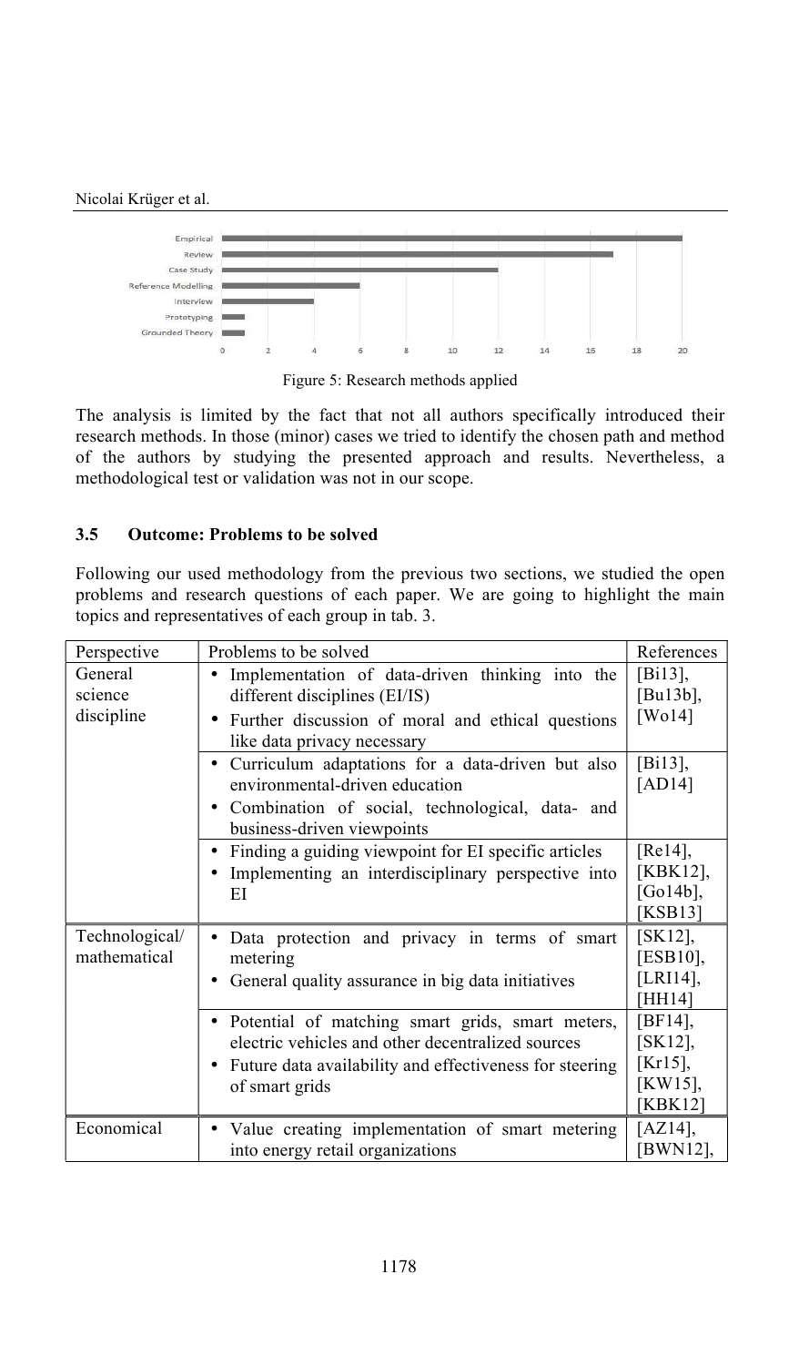Figure 5: Research methods applied

The analysis is limited by the fact that not all authors specifically introduced their research methods. In those (minor) cases we tried to identify the chosen path and method of the authors by studying the presented approach and results. Nevertheless, a methodological test or validation was not in our scope.

### 3.5 Outcome: Problems to be solved

Following our used methodology from the previous two sections, we studied the open problems and research questions of each paper. We are going to highlight the main topics and representatives of each group in tab. 3.

| Perspective | Problems to be solved | References |
|---|---|---|
| General science discipline | • Implementation of data-driven thinking into the different disciplines (EI/IS)<br>• Further discussion of moral and ethical questions like data privacy necessary | [Bi13], [Bu13b], [Wo14] |
| | • Curriculum adaptations for a data-driven but also environmental-driven education<br>• Combination of social, technological, data- and business-driven viewpoints | [Bi13], [AD14] |
| | • Finding a guiding viewpoint for EI specific articles<br>• Implementing an interdisciplinary perspective into EI | [Re14], [KBK12], [Go14b], [KSB13] |
| Technological/ mathematical | • Data protection and privacy in terms of smart metering<br>• General quality assurance in big data initiatives | [SK12], [ESB10], [LRI14], [HH14] |
| | • Potential of matching smart grids, smart meters, electric vehicles and other decentralized sources<br>• Future data availability and effectiveness for steering of smart grids | [BF14], [SK12], [Kr15], [KW15], [KBK12] |
| Economical | • Value creating implementation of smart metering into energy retail organizations | [AZ14], [BWN12], |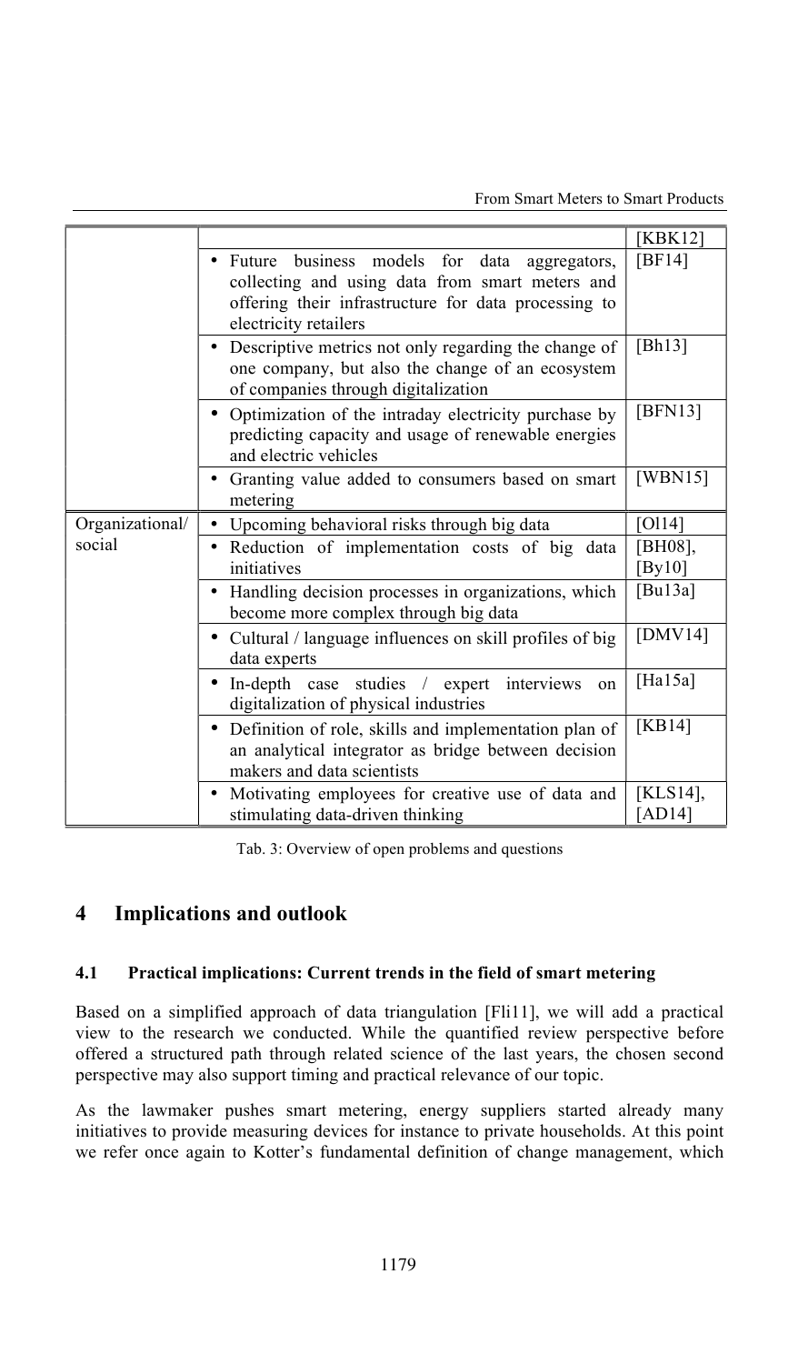| | | |
|---|---|---|
| | | [KBK12] |
| | • Future business models for data aggregators, collecting and using data from smart meters and offering their infrastructure for data processing to electricity retailers | [BF14] |
| | • Descriptive metrics not only regarding the change of one company, but also the change of an ecosystem of companies through digitalization | [Bh13] |
| | • Optimization of the intraday electricity purchase by predicting capacity and usage of renewable energies and electric vehicles | [BFN13] |
| | • Granting value added to consumers based on smart metering | [WBN15] |
| Organizational/ social | • Upcoming behavioral risks through big data | [Ol14] |
| | • Reduction of implementation costs of big data initiatives | [BH08], [By10] |
| | • Handling decision processes in organizations, which become more complex through big data | [Bu13a] |
| | • Cultural / language influences on skill profiles of big data experts | [DMV14] |
| | • In-depth case studies / expert interviews on digitalization of physical industries | [Ha15a] |
| | • Definition of role, skills and implementation plan of an analytical integrator as bridge between decision makers and data scientists | [KB14] |
| | • Motivating employees for creative use of data and stimulating data-driven thinking | [KLS14], [AD14] |

Tab. 3: Overview of open problems and questions

## 4 Implications and outlook

### 4.1 Practical implications: Current trends in the field of smart metering

Based on a simplified approach of data triangulation [Fli11], we will add a practical view to the research we conducted. While the quantified review perspective before offered a structured path through related science of the last years, the chosen second perspective may also support timing and practical relevance of our topic.

As the lawmaker pushes smart metering, energy suppliers started already many initiatives to provide measuring devices for instance to private households. At this point we refer once again to Kotter's fundamental definition of change management, which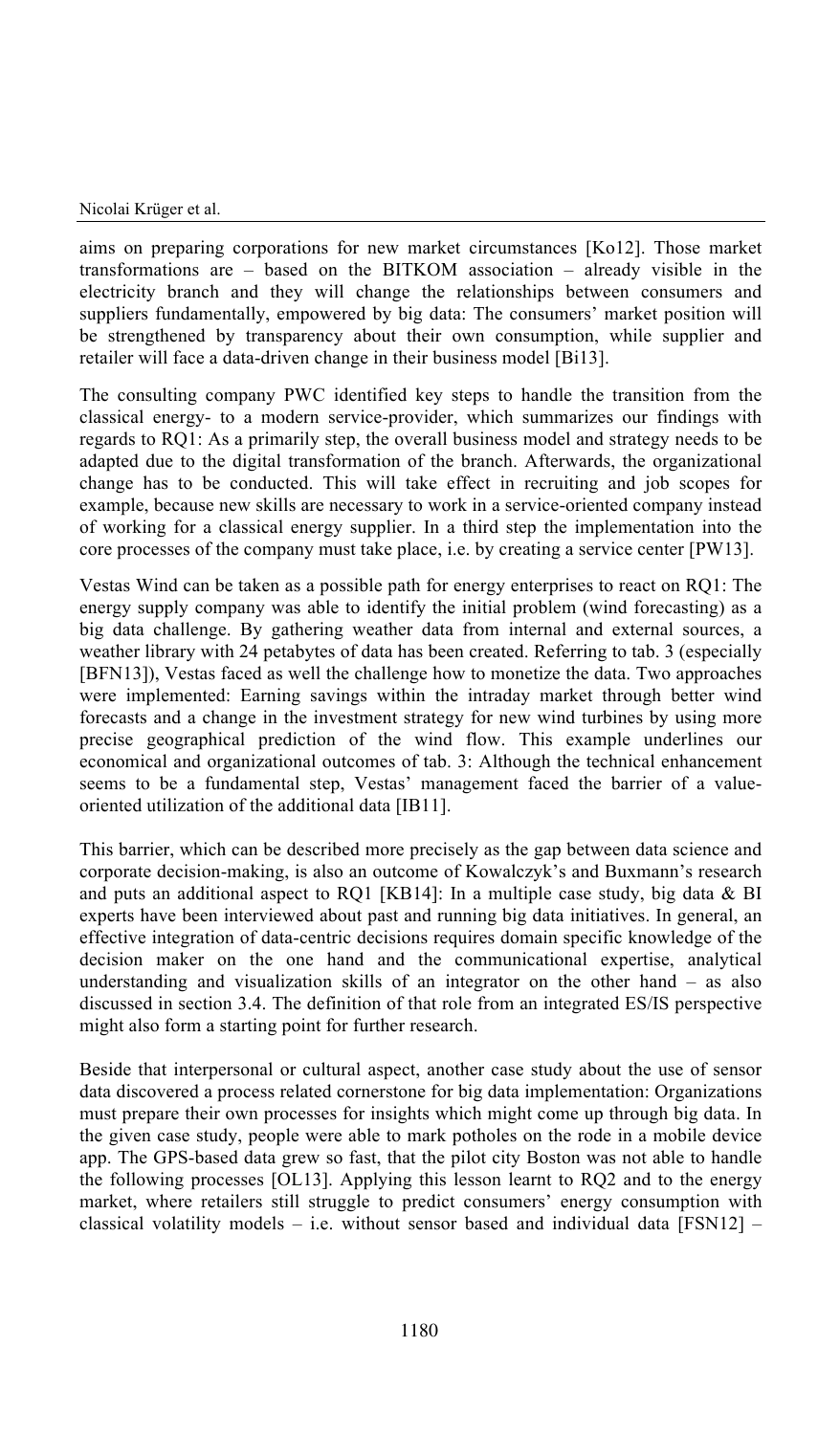aims on preparing corporations for new market circumstances [Ko12]. Those market transformations are – based on the BITKOM association – already visible in the electricity branch and they will change the relationships between consumers and suppliers fundamentally, empowered by big data: The consumers' market position will be strengthened by transparency about their own consumption, while supplier and retailer will face a data-driven change in their business model [Bi13].

The consulting company PWC identified key steps to handle the transition from the classical energy- to a modern service-provider, which summarizes our findings with regards to RQ1: As a primarily step, the overall business model and strategy needs to be adapted due to the digital transformation of the branch. Afterwards, the organizational change has to be conducted. This will take effect in recruiting and job scopes for example, because new skills are necessary to work in a service-oriented company instead of working for a classical energy supplier. In a third step the implementation into the core processes of the company must take place, i.e. by creating a service center [PW13].

Vestas Wind can be taken as a possible path for energy enterprises to react on RQ1: The energy supply company was able to identify the initial problem (wind forecasting) as a big data challenge. By gathering weather data from internal and external sources, a weather library with 24 petabytes of data has been created. Referring to tab. 3 (especially [BFN13]), Vestas faced as well the challenge how to monetize the data. Two approaches were implemented: Earning savings within the intraday market through better wind forecasts and a change in the investment strategy for new wind turbines by using more precise geographical prediction of the wind flow. This example underlines our economical and organizational outcomes of tab. 3: Although the technical enhancement seems to be a fundamental step, Vestas' management faced the barrier of a value-oriented utilization of the additional data [IB11].

This barrier, which can be described more precisely as the gap between data science and corporate decision-making, is also an outcome of Kowalczyk's and Buxmann's research and puts an additional aspect to RQ1 [KB14]: In a multiple case study, big data & BI experts have been interviewed about past and running big data initiatives. In general, an effective integration of data-centric decisions requires domain specific knowledge of the decision maker on the one hand and the communicational expertise, analytical understanding and visualization skills of an integrator on the other hand – as also discussed in section 3.4. The definition of that role from an integrated ES/IS perspective might also form a starting point for further research.

Beside that interpersonal or cultural aspect, another case study about the use of sensor data discovered a process related cornerstone for big data implementation: Organizations must prepare their own processes for insights which might come up through big data. In the given case study, people were able to mark potholes on the rode in a mobile device app. The GPS-based data grew so fast, that the pilot city Boston was not able to handle the following processes [OL13]. Applying this lesson learnt to RQ2 and to the energy market, where retailers still struggle to predict consumers' energy consumption with classical volatility models – i.e. without sensor based and individual data [FSN12] –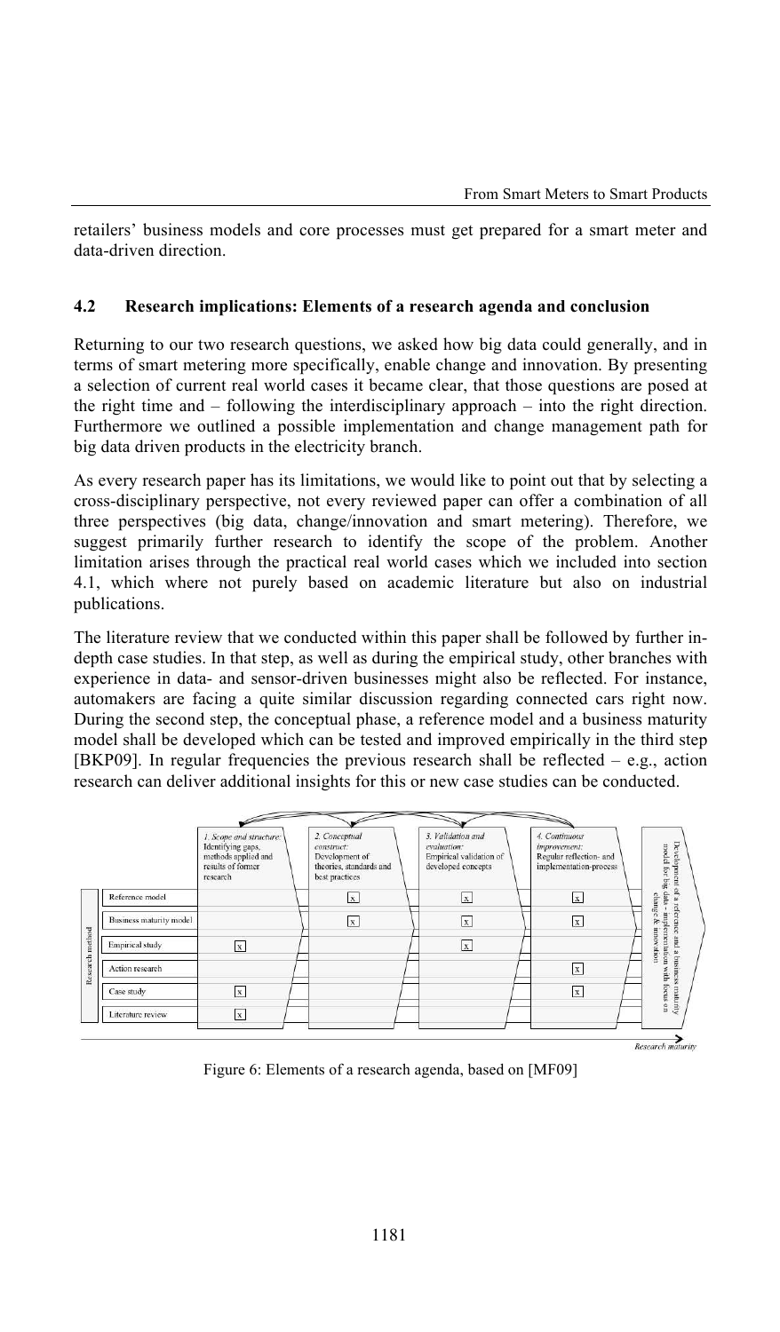retailers' business models and core processes must get prepared for a smart meter and data-driven direction.

### 4.2 Research implications: Elements of a research agenda and conclusion

Returning to our two research questions, we asked how big data could generally, and in terms of smart metering more specifically, enable change and innovation. By presenting a selection of current real world cases it became clear, that those questions are posed at the right time and – following the interdisciplinary approach – into the right direction. Furthermore we outlined a possible implementation and change management path for big data driven products in the electricity branch.

As every research paper has its limitations, we would like to point out that by selecting a cross-disciplinary perspective, not every reviewed paper can offer a combination of all three perspectives (big data, change/innovation and smart metering). Therefore, we suggest primarily further research to identify the scope of the problem. Another limitation arises through the practical real world cases which we included into section 4.1, which where not purely based on academic literature but also on industrial publications.

The literature review that we conducted within this paper shall be followed by further in-depth case studies. In that step, as well as during the empirical study, other branches with experience in data- and sensor-driven businesses might also be reflected. For instance, automakers are facing a quite similar discussion regarding connected cars right now. During the second step, the conceptual phase, a reference model and a business maturity model shall be developed which can be tested and improved empirically in the third step [BKP09]. In regular frequencies the previous research shall be reflected – e.g., action research can deliver additional insights for this or new case studies can be conducted.

| Research method | *1. Scope and structure:* Identifying gaps, methods applied and results of former research | *2. Conceptual construct:* Development of theories, standards and best practices | *3. Validation and evaluation:* Empirical validation of developed concepts | *4. Continuous improvement:* Regular reflection- and implementation-process | Development of a reference and a business maturity model for big data - implementation with focus on change & innovation |
|---|---|---|---|---|---|
| Reference model | | x | x | x | |
| Business maturity model | | x | x | x | |
| Empirical study | x | | x | | |
| Action research | | | | x | |
| Case study | x | | | x | |
| Literature review | x | | | | |

*Research maturity* →

Figure 6: Elements of a research agenda, based on [MF09]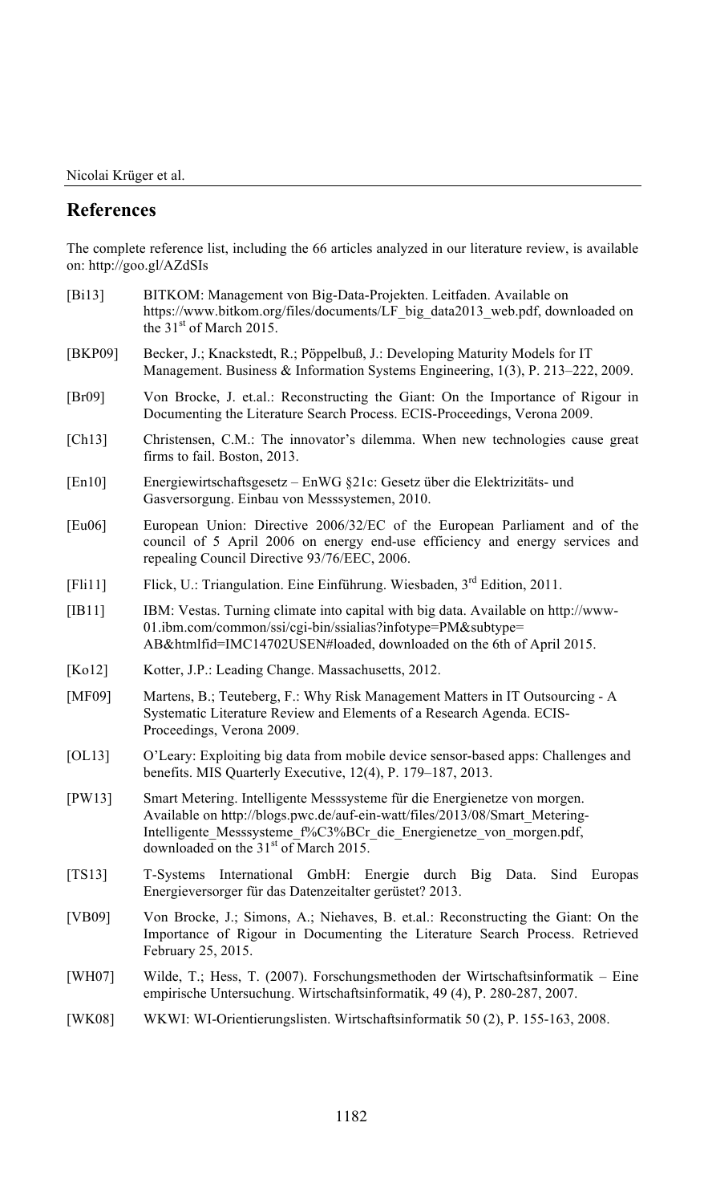## References

The complete reference list, including the 66 articles analyzed in our literature review, is available on: http://goo.gl/AZdSIs

[Bi13] BITKOM: Management von Big-Data-Projekten. Leitfaden. Available on https://www.bitkom.org/files/documents/LF_big_data2013_web.pdf, downloaded on the 31st of March 2015.

[BKP09] Becker, J.; Knackstedt, R.; Pöppelbuß, J.: Developing Maturity Models for IT Management. Business & Information Systems Engineering, 1(3), P. 213–222, 2009.

[Br09] Von Brocke, J. et.al.: Reconstructing the Giant: On the Importance of Rigour in Documenting the Literature Search Process. ECIS-Proceedings, Verona 2009.

[Ch13] Christensen, C.M.: The innovator's dilemma. When new technologies cause great firms to fail. Boston, 2013.

[En10] Energiewirtschaftsgesetz – EnWG §21c: Gesetz über die Elektrizitäts- und Gasversorgung. Einbau von Messsystemen, 2010.

[Eu06] European Union: Directive 2006/32/EC of the European Parliament and of the council of 5 April 2006 on energy end-use efficiency and energy services and repealing Council Directive 93/76/EEC, 2006.

[Fli11] Flick, U.: Triangulation. Eine Einführung. Wiesbaden, 3rd Edition, 2011.

[IB11] IBM: Vestas. Turning climate into capital with big data. Available on http://www-01.ibm.com/common/ssi/cgi-bin/ssialias?infotype=PM&subtype=AB&htmlfid=IMC14702USEN#loaded, downloaded on the 6th of April 2015.

[Ko12] Kotter, J.P.: Leading Change. Massachusetts, 2012.

[MF09] Martens, B.; Teuteberg, F.: Why Risk Management Matters in IT Outsourcing - A Systematic Literature Review and Elements of a Research Agenda. ECIS-Proceedings, Verona 2009.

[OL13] O'Leary: Exploiting big data from mobile device sensor-based apps: Challenges and benefits. MIS Quarterly Executive, 12(4), P. 179–187, 2013.

[PW13] Smart Metering. Intelligente Messsysteme für die Energienetze von morgen. Available on http://blogs.pwc.de/auf-ein-watt/files/2013/08/Smart_Metering-Intelligente_Messsysteme_f%C3%BCr_die_Energienetze_von_morgen.pdf, downloaded on the 31st of March 2015.

[TS13] T-Systems International GmbH: Energie durch Big Data. Sind Europas Energieversorger für das Datenzeitalter gerüstet? 2013.

[VB09] Von Brocke, J.; Simons, A.; Niehaves, B. et.al.: Reconstructing the Giant: On the Importance of Rigour in Documenting the Literature Search Process. Retrieved February 25, 2015.

[WH07] Wilde, T.; Hess, T. (2007). Forschungsmethoden der Wirtschaftsinformatik – Eine empirische Untersuchung. Wirtschaftsinformatik, 49 (4), P. 280-287, 2007.

[WK08] WKWI: WI-Orientierungslisten. Wirtschaftsinformatik 50 (2), P. 155-163, 2008.